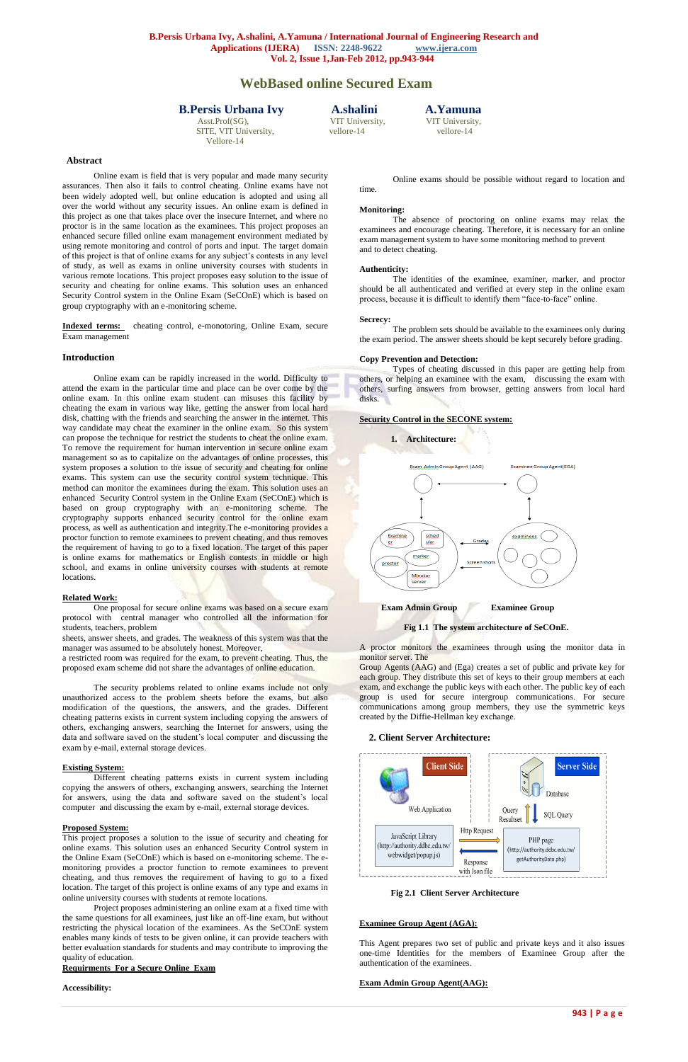# WebBased online Secured Exam

**B.Persis Urbana Ivy**
Asst.Prof(SG),
SITE, VIT University,
Vellore-14

**A.shalini**
VIT University,
vellore-14

**A.Yamuna**
VIT University,
vellore-14

## Abstract

Online exam is field that is very popular and made many security assurances. Then also it fails to control cheating. Online exams have not been widely adopted well, but online education is adopted and using all over the world without any security issues. An online exam is defined in this project as one that takes place over the insecure Internet, and where no proctor is in the same location as the examinees. This project proposes an enhanced secure filled online exam management environment mediated by using remote monitoring and control of ports and input. The target domain of this project is that of online exams for any subject's contests in any level of study, as well as exams in online university courses with students in various remote locations. This project proposes easy solution to the issue of security and cheating for online exams. This solution uses an enhanced Security Control system in the Online Exam (SeCOnE) which is based on group cryptography with an e-monitoring scheme.

**Indexed terms:** cheating control, e-monotoring, Online Exam, secure Exam management

## Introduction

Online exam can be rapidly increased in the world. Difficulty to attend the exam in the particular time and place can be over come by the online exam. In this online exam student can misuses this facility by cheating the exam in various way like, getting the answer from local hard disk, chatting with the friends and searching the answer in the internet. This way candidate may cheat the examiner in the online exam. So this system can propose the technique for restrict the students to cheat the online exam. To remove the requirement for human intervention in secure online exam management so as to capitalize on the advantages of online processes, this system proposes a solution to the issue of security and cheating for online exams. This system can use the security control system technique. This method can monitor the examinees during the exam. This solution uses an enhanced Security Control system in the Online Exam (SeCOnE) which is based on group cryptography with an e-monitoring scheme. The cryptography supports enhanced security control for the online exam process, as well as authentication and integrity.The e-monitoring provides a proctor function to remote examinees to prevent cheating, and thus removes the requirement of having to go to a fixed location. The target of this paper is online exams for mathematics or English contests in middle or high school, and exams in online university courses with students at remote locations.

**Related Work:**

One proposal for secure online exams was based on a secure exam protocol with central manager who controlled all the information for students, teachers, problem
sheets, answer sheets, and grades. The weakness of this system was that the manager was assumed to be absolutely honest. Moreover,
a restricted room was required for the exam, to prevent cheating. Thus, the proposed exam scheme did not share the advantages of online education.

The security problems related to online exams include not only unauthorized access to the problem sheets before the exams, but also modification of the questions, the answers, and the grades. Different cheating patterns exists in current system including copying the answers of others, exchanging answers, searching the Internet for answers, using the data and software saved on the student's local computer and discussing the exam by e-mail, external storage devices.

**Existing System:**

Different cheating patterns exists in current system including copying the answers of others, exchanging answers, searching the Internet for answers, using the data and software saved on the student's local computer and discussing the exam by e-mail, external storage devices.

**Proposed System:**

This project proposes a solution to the issue of security and cheating for online exams. This solution uses an enhanced Security Control system in the Online Exam (SeCOnE) which is based on e-monitoring scheme. The e-monitoring provides a proctor function to remote examinees to prevent cheating, and thus removes the requirement of having to go to a fixed location. The target of this project is online exams of any type and exams in online university courses with students at remote locations.

Project proposes administering an online exam at a fixed time with the same questions for all examinees, just like an off-line exam, but without restricting the physical location of the examinees. As the SeCOnE system enables many kinds of tests to be given online, it can provide teachers with better evaluation standards for students and may contribute to improving the quality of education.

**Requirments For a Secure Online Exam**

**Accessibility:**

Online exams should be possible without regard to location and time.

**Monitoring:**

The absence of proctoring on online exams may relax the examinees and encourage cheating. Therefore, it is necessary for an online exam management system to have some monitoring method to prevent and to detect cheating.

**Authenticity:**

The identities of the examinee, examiner, marker, and proctor should be all authenticated and verified at every step in the online exam process, because it is difficult to identify them "face-to-face" online.

**Secrecy:**

The problem sets should be available to the examinees only during the exam period. The answer sheets should be kept securely before grading.

**Copy Prevention and Detection:**

Types of cheating discussed in this paper are getting help from others, or helping an examinee with the exam, discussing the exam with others, surfing answers from browser, getting answers from local hard disks.

**Security Control in the SECONE system:**

1. **Architecture:**

Exam Admin Group Agent (AAG) — Examinee Group Agent(EGA)

Examiner, scheduler, marker, proctor, Minotor server — Grades, Screen shots — examinees

**Exam Admin Group** **Examinee Group**

**Fig 1.1 The system architecture of SeCOnE.**

A proctor monitors the examinees through using the monitor data in monitor server. The Group Agents (AAG) and (Ega) creates a set of public and private key for each group. They distribute this set of keys to their group members at each exam, and exchange the public keys with each other. The public key of each group is used for secure intergroup communications. For secure communications among group members, they use the symmetric keys created by the Diffie-Hellman key exchange.

**2. Client Server Architecture:**

Client Side: Web Application; JavaScript Library (http://authority.ddbc.edu.tw/webwidget/popup.js)

Server Side: Database; Query Resultset; SQL Query; PHP page (http://authority.ddbc.edu.tw/getAuthorityData.php)

Http Request; Response with Json file

**Fig 2.1 Client Server Architecture**

**Examinee Group Agent (AGA):**

This Agent prepares two set of public and private keys and it also issues one-time Identities for the members of Examinee Group after the authentication of the examinees.

**Exam Admin Group Agent(AAG):**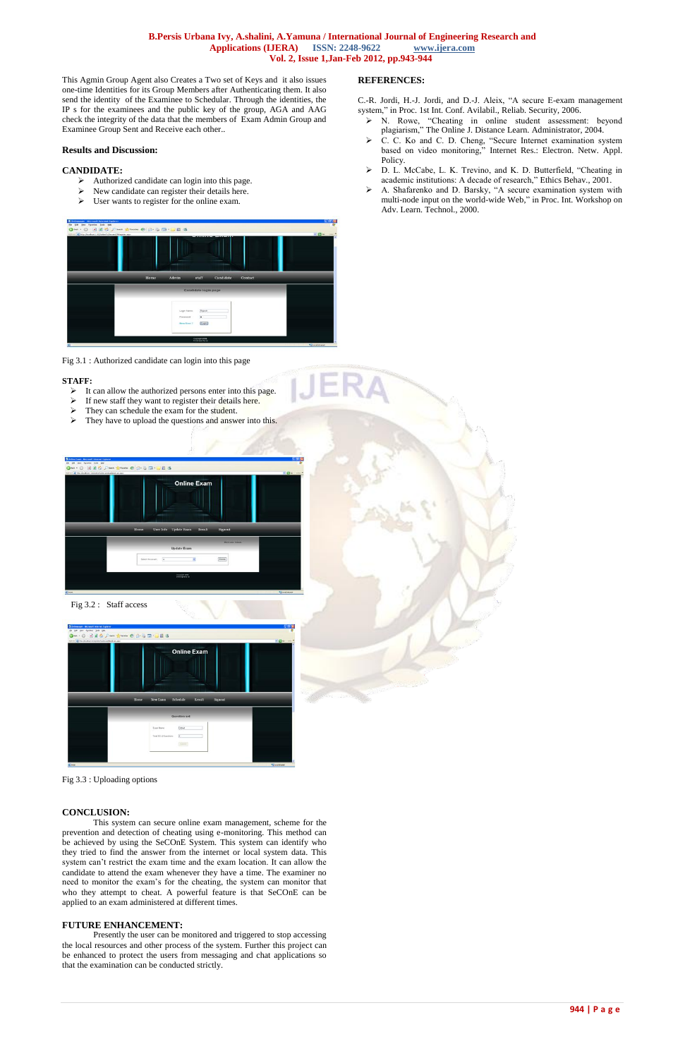This Agmin Group Agent also Creates a Two set of Keys and it also issues one-time Identities for its Group Members after Authenticating them. It also send the identity of the Examinee to Schedular. Through the identities, the IP s for the examinees and the public key of the group, AGA and AAG check the integrity of the data that the members of Exam Admin Group and Examinee Group Sent and Receive each other..

**Results and Discussion:**

**CANDIDATE:**

- Authorized candidate can login into this page.
- New candidate can register their details here.
- User wants to register for the online exam.

Fig 3.1 : Authorized candidate can login into this page

**STAFF:**

- It can allow the authorized persons enter into this page.
- If new staff they want to register their details here.
- They can schedule the exam for the student.
- They have to upload the questions and answer into this.

Fig 3.2 : Staff access

Fig 3.3 : Uploading options

**CONCLUSION:**

This system can secure online exam management, scheme for the prevention and detection of cheating using e-monitoring. This method can be achieved by using the SeCOnE System. This system can identify who they tried to find the answer from the internet or local system data. This system can't restrict the exam time and the exam location. It can allow the candidate to attend the exam whenever they have a time. The examiner no need to monitor the exam's for the cheating, the system can monitor that who they attempt to cheat. A powerful feature is that SeCOnE can be applied to an exam administered at different times.

**FUTURE ENHANCEMENT:**

Presently the user can be monitored and triggered to stop accessing the local resources and other process of the system. Further this project can be enhanced to protect the users from messaging and chat applications so that the examination can be conducted strictly.

**REFERENCES:**

C.-R. Jordi, H.-J. Jordi, and D.-J. Aleix, "A secure E-exam management system," in Proc. 1st Int. Conf. Avilabil., Reliab. Security, 2006.

- N. Rowe, "Cheating in online student assessment: beyond plagiarism," The Online J. Distance Learn. Administrator, 2004.
- C. C. Ko and C. D. Cheng, "Secure Internet examination system based on video monitoring," Internet Res.: Electron. Netw. Appl. Policy.
- D. L. McCabe, L. K. Trevino, and K. D. Butterfield, "Cheating in academic institutions: A decade of research," Ethics Behav., 2001.
- A. Shafarenko and D. Barsky, "A secure examination system with multi-node input on the world-wide Web," in Proc. Int. Workshop on Adv. Learn. Technol., 2000.